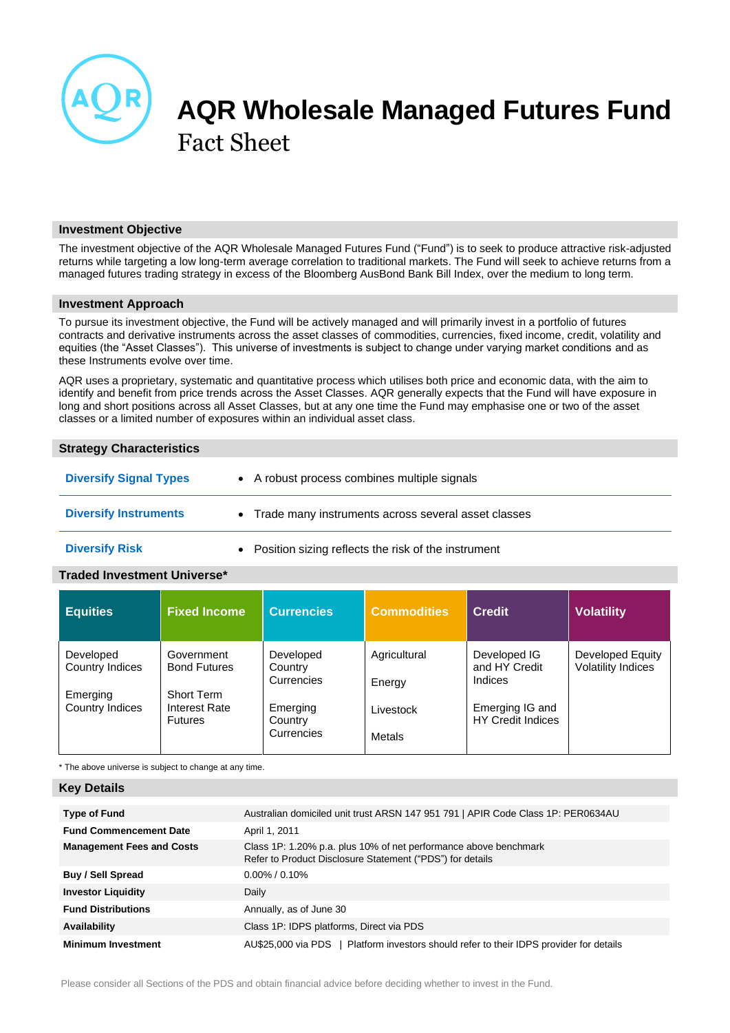# AQR Wholesale Managed Futures Fund

Fact Sheet

## Investment Objective

The investment objective of the AQR Wholesale Managed Futures Fund ("Fund") is to seek to produce attractive risk-adjusted returns while targeting a low long-term average correlation to traditional markets. The Fund will seek to achieve returns from a managed futures trading strategy in excess of the Bloomberg AusBond Bank Bill Index, over the medium to long term.

## Investment Approach

To pursue its investment objective, the Fund will be actively managed and will primarily invest in a portfolio of futures contracts and derivative instruments across the asset classes of commodities, currencies, fixed income, credit, volatility and equities (the "Asset Classes"). This universe of investments is subject to change under varying market conditions and as these Instruments evolve over time.

AQR uses a proprietary, systematic and quantitative process which utilises both price and economic data, with the aim to identify and benefit from price trends across the Asset Classes. AQR generally expects that the Fund will have exposure in long and short positions across all Asset Classes, but at any one time the Fund may emphasise one or two of the asset classes or a limited number of exposures within an individual asset class.

## Strategy Characteristics

| | |
|---|---|
| **Diversify Signal Types** | • A robust process combines multiple signals |
| **Diversify Instruments** | • Trade many instruments across several asset classes |
| **Diversify Risk** | • Position sizing reflects the risk of the instrument |

## Traded Investment Universe*

| Equities | Fixed Income | Currencies | Commodities | Credit | Volatility |
|---|---|---|---|---|---|
| Developed Country Indices<br><br>Emerging Country Indices | Government Bond Futures<br><br>Short Term Interest Rate Futures | Developed Country Currencies<br><br>Emerging Country Currencies | Agricultural<br><br>Energy<br><br>Livestock<br><br>Metals | Developed IG and HY Credit Indices<br><br>Emerging IG and HY Credit Indices | Developed Equity Volatility Indices |

* The above universe is subject to change at any time.

## Key Details

| | |
|---|---|
| **Type of Fund** | Australian domiciled unit trust ARSN 147 951 791 \| APIR Code Class 1P: PER0634AU |
| **Fund Commencement Date** | April 1, 2011 |
| **Management Fees and Costs** | Class 1P: 1.20% p.a. plus 10% of net performance above benchmark<br>Refer to Product Disclosure Statement ("PDS") for details |
| **Buy / Sell Spread** | 0.00% / 0.10% |
| **Investor Liquidity** | Daily |
| **Fund Distributions** | Annually, as of June 30 |
| **Availability** | Class 1P: IDPS platforms, Direct via PDS |
| **Minimum Investment** | AU$25,000 via PDS \| Platform investors should refer to their IDPS provider for details |

Please consider all Sections of the PDS and obtain financial advice before deciding whether to invest in the Fund.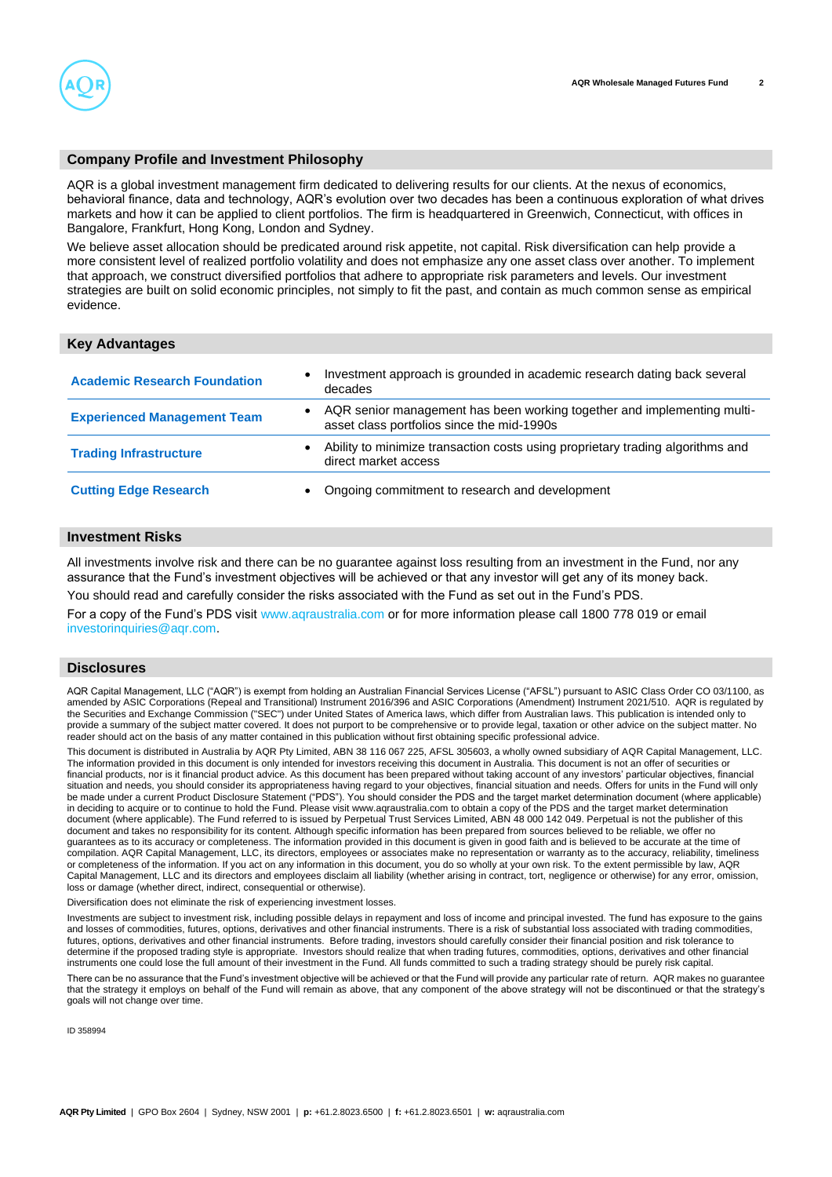## Company Profile and Investment Philosophy

AQR is a global investment management firm dedicated to delivering results for our clients. At the nexus of economics, behavioral finance, data and technology, AQR's evolution over two decades has been a continuous exploration of what drives markets and how it can be applied to client portfolios. The firm is headquartered in Greenwich, Connecticut, with offices in Bangalore, Frankfurt, Hong Kong, London and Sydney.

We believe asset allocation should be predicated around risk appetite, not capital. Risk diversification can help provide a more consistent level of realized portfolio volatility and does not emphasize any one asset class over another. To implement that approach, we construct diversified portfolios that adhere to appropriate risk parameters and levels. Our investment strategies are built on solid economic principles, not simply to fit the past, and contain as much common sense as empirical evidence.

## Key Advantages

| | |
|---|---|
| **Academic Research Foundation** | • Investment approach is grounded in academic research dating back several decades |
| **Experienced Management Team** | • AQR senior management has been working together and implementing multi-asset class portfolios since the mid-1990s |
| **Trading Infrastructure** | • Ability to minimize transaction costs using proprietary trading algorithms and direct market access |
| **Cutting Edge Research** | • Ongoing commitment to research and development |

## Investment Risks

All investments involve risk and there can be no guarantee against loss resulting from an investment in the Fund, nor any assurance that the Fund's investment objectives will be achieved or that any investor will get any of its money back.

You should read and carefully consider the risks associated with the Fund as set out in the Fund's PDS.

For a copy of the Fund's PDS visit www.aqraustralia.com or for more information please call 1800 778 019 or email investorinquiries@aqr.com.

## Disclosures

AQR Capital Management, LLC ("AQR") is exempt from holding an Australian Financial Services License ("AFSL") pursuant to ASIC Class Order CO 03/1100, as amended by ASIC Corporations (Repeal and Transitional) Instrument 2016/396 and ASIC Corporations (Amendment) Instrument 2021/510. AQR is regulated by the Securities and Exchange Commission ("SEC") under United States of America laws, which differ from Australian laws. This publication is intended only to provide a summary of the subject matter covered. It does not purport to be comprehensive or to provide legal, taxation or other advice on the subject matter. No reader should act on the basis of any matter contained in this publication without first obtaining specific professional advice.

This document is distributed in Australia by AQR Pty Limited, ABN 38 116 067 225, AFSL 305603, a wholly owned subsidiary of AQR Capital Management, LLC. The information provided in this document is only intended for investors receiving this document in Australia. This document is not an offer of securities or financial products, nor is it financial product advice. As this document has been prepared without taking account of any investors' particular objectives, financial situation and needs, you should consider its appropriateness having regard to your objectives, financial situation and needs. Offers for units in the Fund will only be made under a current Product Disclosure Statement ("PDS"). You should consider the PDS and the target market determination document (where applicable) in deciding to acquire or to continue to hold the Fund. Please visit www.aqraustralia.com to obtain a copy of the PDS and the target market determination document (where applicable). The Fund referred to is issued by Perpetual Trust Services Limited, ABN 48 000 142 049. Perpetual is not the publisher of this document and takes no responsibility for its content. Although specific information has been prepared from sources believed to be reliable, we offer no guarantees as to its accuracy or completeness. The information provided in this document is given in good faith and is believed to be accurate at the time of compilation. AQR Capital Management, LLC, its directors, employees or associates make no representation or warranty as to the accuracy, reliability, timeliness or completeness of the information. If you act on any information in this document, you do so wholly at your own risk. To the extent permissible by law, AQR Capital Management, LLC and its directors and employees disclaim all liability (whether arising in contract, tort, negligence or otherwise) for any error, omission, loss or damage (whether direct, indirect, consequential or otherwise).

Diversification does not eliminate the risk of experiencing investment losses.

Investments are subject to investment risk, including possible delays in repayment and loss of income and principal invested. The fund has exposure to the gains and losses of commodities, futures, options, derivatives and other financial instruments. There is a risk of substantial loss associated with trading commodities, futures, options, derivatives and other financial instruments. Before trading, investors should carefully consider their financial position and risk tolerance to determine if the proposed trading style is appropriate. Investors should realize that when trading futures, commodities, options, derivatives and other financial instruments one could lose the full amount of their investment in the Fund. All funds committed to such a trading strategy should be purely risk capital.

There can be no assurance that the Fund's investment objective will be achieved or that the Fund will provide any particular rate of return. AQR makes no guarantee that the strategy it employs on behalf of the Fund will remain as above, that any component of the above strategy will not be discontinued or that the strategy's goals will not change over time.

ID 358994

**AQR Pty Limited** | GPO Box 2604 | Sydney, NSW 2001 | **p:** +61.2.8023.6500 | **f:** +61.2.8023.6501 | **w:** aqraustralia.com